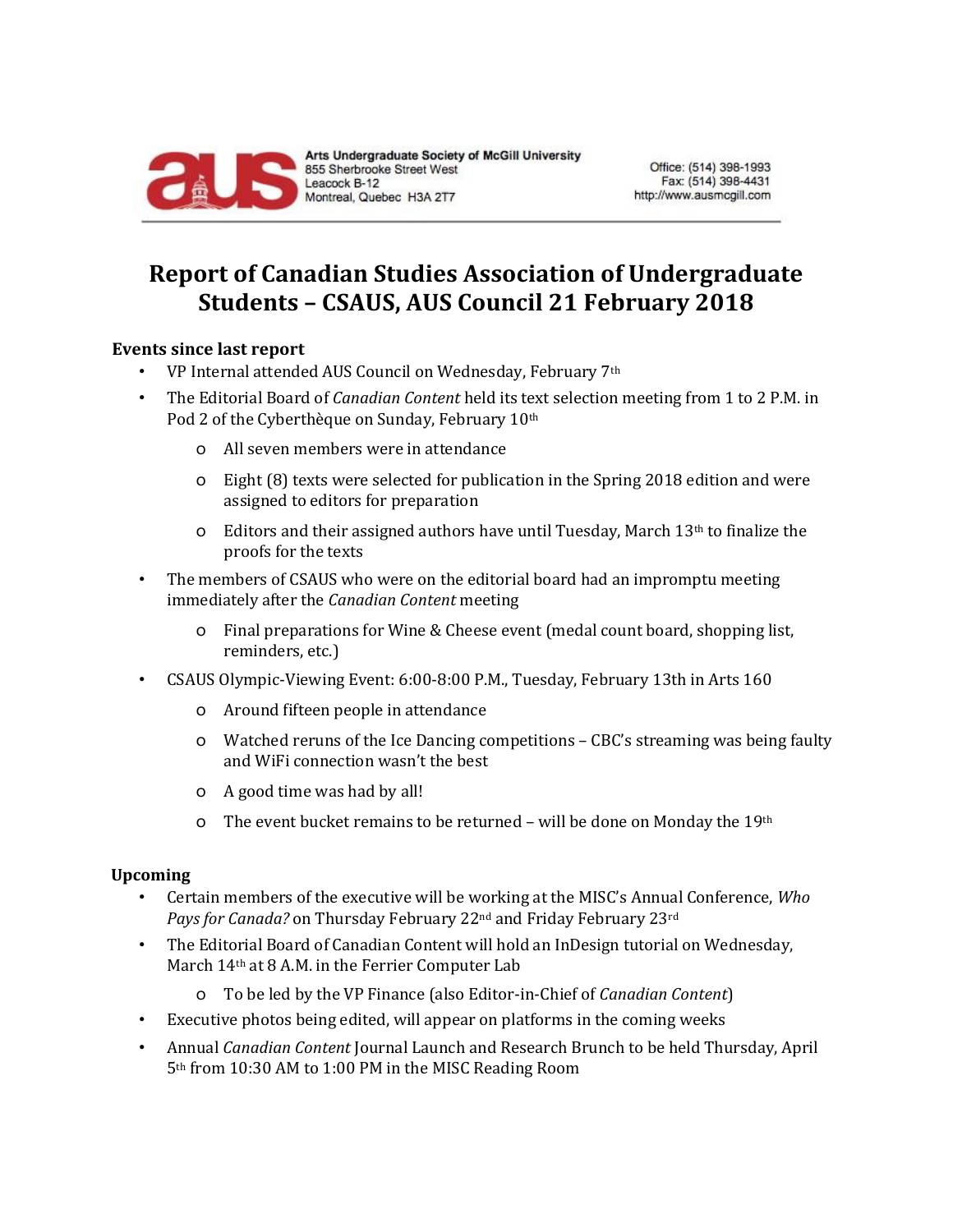Arts Undergraduate Society of McGill University
855 Sherbrooke Street West
Leacock B-12
Montreal, Quebec H3A 2T7

Office: (514) 398-1993
Fax: (514) 398-4431
http://www.ausmcgill.com

# Report of Canadian Studies Association of Undergraduate Students – CSAUS, AUS Council 21 February 2018

## Events since last report

- VP Internal attended AUS Council on Wednesday, February 7th
- The Editorial Board of *Canadian Content* held its text selection meeting from 1 to 2 P.M. in Pod 2 of the Cyberthèque on Sunday, February 10th
    - All seven members were in attendance
    - Eight (8) texts were selected for publication in the Spring 2018 edition and were assigned to editors for preparation
    - Editors and their assigned authors have until Tuesday, March 13th to finalize the proofs for the texts
- The members of CSAUS who were on the editorial board had an impromptu meeting immediately after the *Canadian Content* meeting
    - Final preparations for Wine & Cheese event (medal count board, shopping list, reminders, etc.)
- CSAUS Olympic-Viewing Event: 6:00-8:00 P.M., Tuesday, February 13th in Arts 160
    - Around fifteen people in attendance
    - Watched reruns of the Ice Dancing competitions – CBC's streaming was being faulty and WiFi connection wasn't the best
    - A good time was had by all!
    - The event bucket remains to be returned – will be done on Monday the 19th

## Upcoming

- Certain members of the executive will be working at the MISC's Annual Conference, *Who Pays for Canada?* on Thursday February 22nd and Friday February 23rd
- The Editorial Board of Canadian Content will hold an InDesign tutorial on Wednesday, March 14th at 8 A.M. in the Ferrier Computer Lab
    - To be led by the VP Finance (also Editor-in-Chief of *Canadian Content*)
- Executive photos being edited, will appear on platforms in the coming weeks
- Annual *Canadian Content* Journal Launch and Research Brunch to be held Thursday, April 5th from 10:30 AM to 1:00 PM in the MISC Reading Room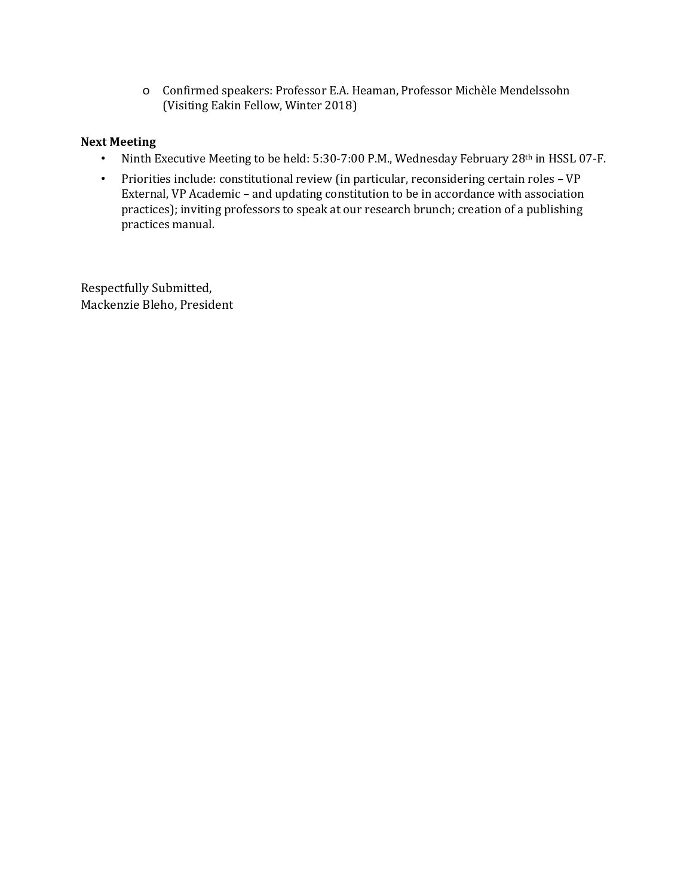- Confirmed speakers: Professor E.A. Heaman, Professor Michèle Mendelssohn (Visiting Eakin Fellow, Winter 2018)

**Next Meeting**

- Ninth Executive Meeting to be held: 5:30-7:00 P.M., Wednesday February 28th in HSSL 07-F.
- Priorities include: constitutional review (in particular, reconsidering certain roles – VP External, VP Academic – and updating constitution to be in accordance with association practices); inviting professors to speak at our research brunch; creation of a publishing practices manual.

Respectfully Submitted,
Mackenzie Bleho, President